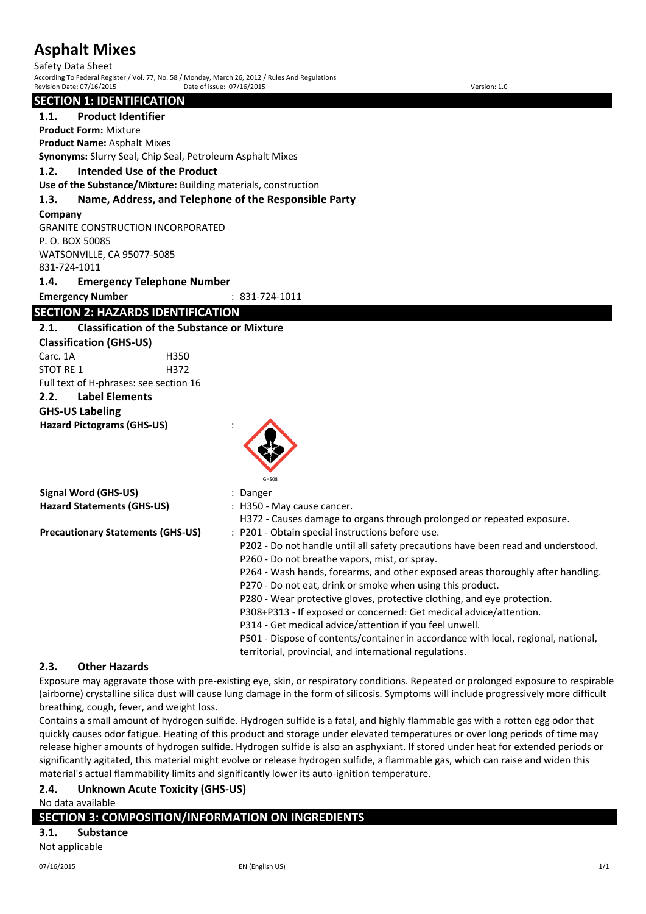# Asphalt Mixes

Safety Data Sheet

According To Federal Register / Vol. 77, No. 58 / Monday, March 26, 2012 / Rules And Regulations

Revision Date: 07/16/2015 Date of issue: 07/16/2015 Version: 1.0

## SECTION 1: IDENTIFICATION

### 1.1. Product Identifier

**Product Form:** Mixture

**Product Name:** Asphalt Mixes

**Synonyms:** Slurry Seal, Chip Seal, Petroleum Asphalt Mixes

### 1.2. Intended Use of the Product

**Use of the Substance/Mixture:** Building materials, construction

### 1.3. Name, Address, and Telephone of the Responsible Party

**Company**

GRANITE CONSTRUCTION INCORPORATED
P. O. BOX 50085
WATSONVILLE, CA 95077-5085
831-724-1011

### 1.4. Emergency Telephone Number

**Emergency Number** : 831-724-1011

## SECTION 2: HAZARDS IDENTIFICATION

### 2.1. Classification of the Substance or Mixture

**Classification (GHS-US)**

| | |
|---|---|
| Carc. 1A | H350 |
| STOT RE 1 | H372 |

Full text of H-phrases: see section 16

### 2.2. Label Elements

**GHS-US Labeling**

**Hazard Pictograms (GHS-US)** :

GHS08

**Signal Word (GHS-US)** : Danger

**Hazard Statements (GHS-US)** : H350 - May cause cancer.
H372 - Causes damage to organs through prolonged or repeated exposure.

**Precautionary Statements (GHS-US)** : P201 - Obtain special instructions before use.
P202 - Do not handle until all safety precautions have been read and understood.
P260 - Do not breathe vapors, mist, or spray.
P264 - Wash hands, forearms, and other exposed areas thoroughly after handling.
P270 - Do not eat, drink or smoke when using this product.
P280 - Wear protective gloves, protective clothing, and eye protection.
P308+P313 - If exposed or concerned: Get medical advice/attention.
P314 - Get medical advice/attention if you feel unwell.
P501 - Dispose of contents/container in accordance with local, regional, national, territorial, provincial, and international regulations.

### 2.3. Other Hazards

Exposure may aggravate those with pre-existing eye, skin, or respiratory conditions. Repeated or prolonged exposure to respirable (airborne) crystalline silica dust will cause lung damage in the form of silicosis. Symptoms will include progressively more difficult breathing, cough, fever, and weight loss.

Contains a small amount of hydrogen sulfide. Hydrogen sulfide is a fatal, and highly flammable gas with a rotten egg odor that quickly causes odor fatigue. Heating of this product and storage under elevated temperatures or over long periods of time may release higher amounts of hydrogen sulfide. Hydrogen sulfide is also an asphyxiant. If stored under heat for extended periods or significantly agitated, this material might evolve or release hydrogen sulfide, a flammable gas, which can raise and widen this material's actual flammability limits and significantly lower its auto-ignition temperature.

### 2.4. Unknown Acute Toxicity (GHS-US)

No data available

## SECTION 3: COMPOSITION/INFORMATION ON INGREDIENTS

### 3.1. Substance

Not applicable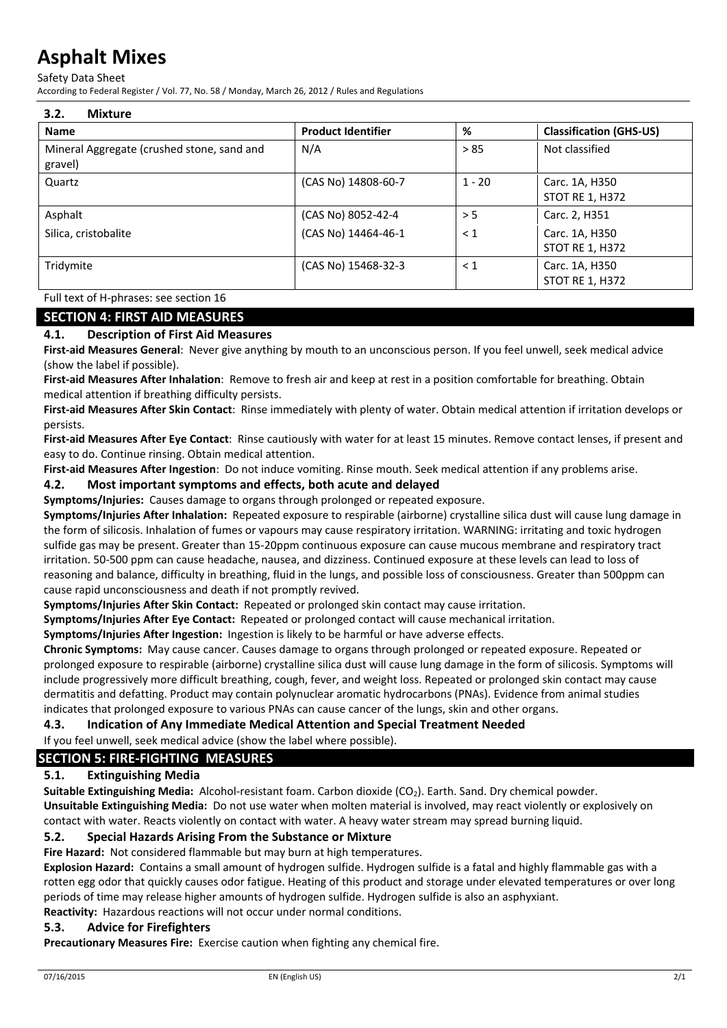### 3.2. Mixture

| Name | Product Identifier | % | Classification (GHS-US) |
|---|---|---|---|
| Mineral Aggregate (crushed stone, sand and gravel) | N/A | > 85 | Not classified |
| Quartz | (CAS No) 14808-60-7 | 1 - 20 | Carc. 1A, H350<br>STOT RE 1, H372 |
| Asphalt | (CAS No) 8052-42-4 | > 5 | Carc. 2, H351 |
| Silica, cristobalite | (CAS No) 14464-46-1 | < 1 | Carc. 1A, H350<br>STOT RE 1, H372 |
| Tridymite | (CAS No) 15468-32-3 | < 1 | Carc. 1A, H350<br>STOT RE 1, H372 |

Full text of H-phrases: see section 16

## SECTION 4: FIRST AID MEASURES

### 4.1. Description of First Aid Measures

**First-aid Measures General**: Never give anything by mouth to an unconscious person. If you feel unwell, seek medical advice (show the label if possible).

**First-aid Measures After Inhalation**: Remove to fresh air and keep at rest in a position comfortable for breathing. Obtain medical attention if breathing difficulty persists.

**First-aid Measures After Skin Contact**: Rinse immediately with plenty of water. Obtain medical attention if irritation develops or persists.

**First-aid Measures After Eye Contact**: Rinse cautiously with water for at least 15 minutes. Remove contact lenses, if present and easy to do. Continue rinsing. Obtain medical attention.

**First-aid Measures After Ingestion**: Do not induce vomiting. Rinse mouth. Seek medical attention if any problems arise.

### 4.2. Most important symptoms and effects, both acute and delayed

**Symptoms/Injuries:** Causes damage to organs through prolonged or repeated exposure.

**Symptoms/Injuries After Inhalation:** Repeated exposure to respirable (airborne) crystalline silica dust will cause lung damage in the form of silicosis. Inhalation of fumes or vapours may cause respiratory irritation. WARNING: irritating and toxic hydrogen sulfide gas may be present. Greater than 15-20ppm continuous exposure can cause mucous membrane and respiratory tract irritation. 50-500 ppm can cause headache, nausea, and dizziness. Continued exposure at these levels can lead to loss of reasoning and balance, difficulty in breathing, fluid in the lungs, and possible loss of consciousness. Greater than 500ppm can cause rapid unconsciousness and death if not promptly revived.

**Symptoms/Injuries After Skin Contact:** Repeated or prolonged skin contact may cause irritation.

**Symptoms/Injuries After Eye Contact:** Repeated or prolonged contact will cause mechanical irritation.

**Symptoms/Injuries After Ingestion:** Ingestion is likely to be harmful or have adverse effects.

**Chronic Symptoms:** May cause cancer. Causes damage to organs through prolonged or repeated exposure. Repeated or prolonged exposure to respirable (airborne) crystalline silica dust will cause lung damage in the form of silicosis. Symptoms will include progressively more difficult breathing, cough, fever, and weight loss. Repeated or prolonged skin contact may cause dermatitis and defatting. Product may contain polynuclear aromatic hydrocarbons (PNAs). Evidence from animal studies indicates that prolonged exposure to various PNAs can cause cancer of the lungs, skin and other organs.

### 4.3. Indication of Any Immediate Medical Attention and Special Treatment Needed

If you feel unwell, seek medical advice (show the label where possible).

## SECTION 5: FIRE-FIGHTING MEASURES

### 5.1. Extinguishing Media

**Suitable Extinguishing Media:** Alcohol-resistant foam. Carbon dioxide ($CO_2$). Earth. Sand. Dry chemical powder.

**Unsuitable Extinguishing Media:** Do not use water when molten material is involved, may react violently or explosively on contact with water. Reacts violently on contact with water. A heavy water stream may spread burning liquid.

### 5.2. Special Hazards Arising From the Substance or Mixture

**Fire Hazard:** Not considered flammable but may burn at high temperatures.

**Explosion Hazard:** Contains a small amount of hydrogen sulfide. Hydrogen sulfide is a fatal and highly flammable gas with a rotten egg odor that quickly causes odor fatigue. Heating of this product and storage under elevated temperatures or over long periods of time may release higher amounts of hydrogen sulfide. Hydrogen sulfide is also an asphyxiant.

**Reactivity:** Hazardous reactions will not occur under normal conditions.

### 5.3. Advice for Firefighters

**Precautionary Measures Fire:** Exercise caution when fighting any chemical fire.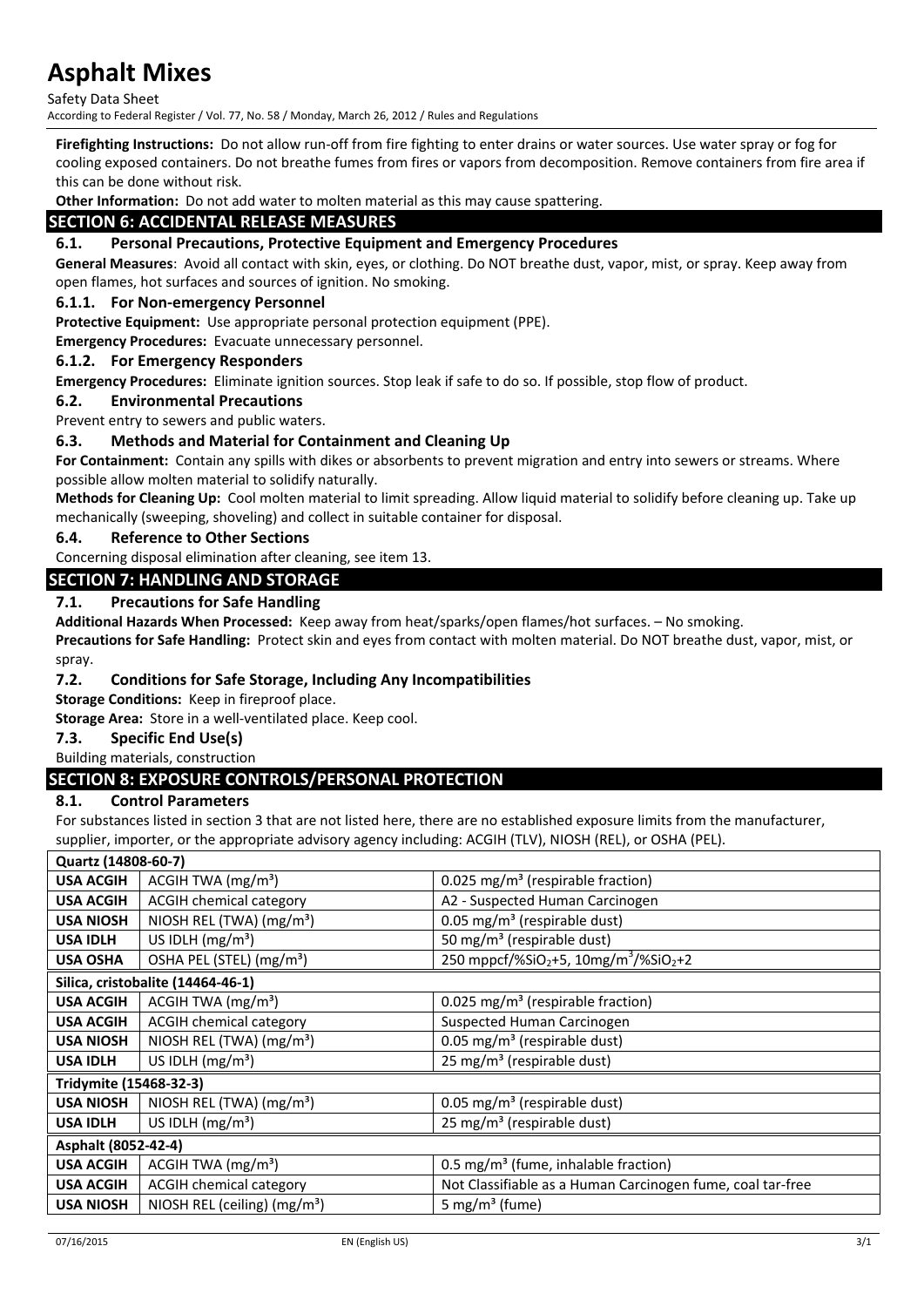**Firefighting Instructions:** Do not allow run-off from fire fighting to enter drains or water sources. Use water spray or fog for cooling exposed containers. Do not breathe fumes from fires or vapors from decomposition. Remove containers from fire area if this can be done without risk.

**Other Information:** Do not add water to molten material as this may cause spattering.

## SECTION 6: ACCIDENTAL RELEASE MEASURES

### 6.1. Personal Precautions, Protective Equipment and Emergency Procedures

**General Measures**: Avoid all contact with skin, eyes, or clothing. Do NOT breathe dust, vapor, mist, or spray. Keep away from open flames, hot surfaces and sources of ignition. No smoking.

#### 6.1.1. For Non-emergency Personnel

**Protective Equipment:** Use appropriate personal protection equipment (PPE).

**Emergency Procedures:** Evacuate unnecessary personnel.

#### 6.1.2. For Emergency Responders

**Emergency Procedures:** Eliminate ignition sources. Stop leak if safe to do so. If possible, stop flow of product.

### 6.2. Environmental Precautions

Prevent entry to sewers and public waters.

### 6.3. Methods and Material for Containment and Cleaning Up

**For Containment:** Contain any spills with dikes or absorbents to prevent migration and entry into sewers or streams. Where possible allow molten material to solidify naturally.

**Methods for Cleaning Up:** Cool molten material to limit spreading. Allow liquid material to solidify before cleaning up. Take up mechanically (sweeping, shoveling) and collect in suitable container for disposal.

### 6.4. Reference to Other Sections

Concerning disposal elimination after cleaning, see item 13.

## SECTION 7: HANDLING AND STORAGE

### 7.1. Precautions for Safe Handling

**Additional Hazards When Processed:** Keep away from heat/sparks/open flames/hot surfaces. – No smoking.

**Precautions for Safe Handling:** Protect skin and eyes from contact with molten material. Do NOT breathe dust, vapor, mist, or spray.

### 7.2. Conditions for Safe Storage, Including Any Incompatibilities

**Storage Conditions:** Keep in fireproof place.

**Storage Area:** Store in a well-ventilated place. Keep cool.

### 7.3. Specific End Use(s)

Building materials, construction

## SECTION 8: EXPOSURE CONTROLS/PERSONAL PROTECTION

### 8.1. Control Parameters

For substances listed in section 3 that are not listed here, there are no established exposure limits from the manufacturer, supplier, importer, or the appropriate advisory agency including: ACGIH (TLV), NIOSH (REL), or OSHA (PEL).

| **Quartz (14808-60-7)** | | |
|---|---|---|
| **USA ACGIH** | ACGIH TWA ($mg/m^3$) | 0.025 $mg/m^3$ (respirable fraction) |
| **USA ACGIH** | ACGIH chemical category | A2 - Suspected Human Carcinogen |
| **USA NIOSH** | NIOSH REL (TWA) ($mg/m^3$) | 0.05 $mg/m^3$ (respirable dust) |
| **USA IDLH** | US IDLH ($mg/m^3$) | 50 $mg/m^3$ (respirable dust) |
| **USA OSHA** | OSHA PEL (STEL) ($mg/m^3$) | 250 mppcf/%$SiO_2$+5, 10mg/$m^3$/%$SiO_2$+2 |
| **Silica, cristobalite (14464-46-1)** | | |
| **USA ACGIH** | ACGIH TWA ($mg/m^3$) | 0.025 $mg/m^3$ (respirable fraction) |
| **USA ACGIH** | ACGIH chemical category | Suspected Human Carcinogen |
| **USA NIOSH** | NIOSH REL (TWA) ($mg/m^3$) | 0.05 $mg/m^3$ (respirable dust) |
| **USA IDLH** | US IDLH ($mg/m^3$) | 25 $mg/m^3$ (respirable dust) |
| **Tridymite (15468-32-3)** | | |
| **USA NIOSH** | NIOSH REL (TWA) ($mg/m^3$) | 0.05 $mg/m^3$ (respirable dust) |
| **USA IDLH** | US IDLH ($mg/m^3$) | 25 $mg/m^3$ (respirable dust) |
| **Asphalt (8052-42-4)** | | |
| **USA ACGIH** | ACGIH TWA ($mg/m^3$) | 0.5 $mg/m^3$ (fume, inhalable fraction) |
| **USA ACGIH** | ACGIH chemical category | Not Classifiable as a Human Carcinogen fume, coal tar-free |
| **USA NIOSH** | NIOSH REL (ceiling) ($mg/m^3$) | 5 $mg/m^3$ (fume) |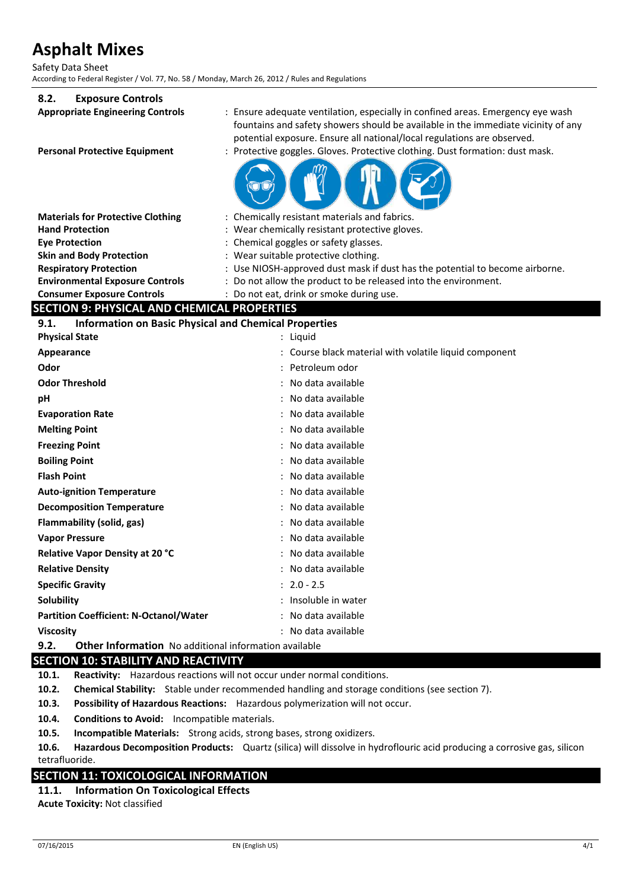### 8.2. Exposure Controls

**Appropriate Engineering Controls** : Ensure adequate ventilation, especially in confined areas. Emergency eye wash fountains and safety showers should be available in the immediate vicinity of any potential exposure. Ensure all national/local regulations are observed.

**Personal Protective Equipment** : Protective goggles. Gloves. Protective clothing. Dust formation: dust mask.

**Materials for Protective Clothing** : Chemically resistant materials and fabrics.

**Hand Protection** : Wear chemically resistant protective gloves.

**Eye Protection** : Chemical goggles or safety glasses.

**Skin and Body Protection** : Wear suitable protective clothing.

**Respiratory Protection** : Use NIOSH-approved dust mask if dust has the potential to become airborne.

**Environmental Exposure Controls** : Do not allow the product to be released into the environment.

**Consumer Exposure Controls** : Do not eat, drink or smoke during use.

## SECTION 9: PHYSICAL AND CHEMICAL PROPERTIES

### 9.1. Information on Basic Physical and Chemical Properties

| Property | Value |
|---|---|
| **Physical State** | Liquid |
| **Appearance** | Course black material with volatile liquid component |
| **Odor** | Petroleum odor |
| **Odor Threshold** | No data available |
| **pH** | No data available |
| **Evaporation Rate** | No data available |
| **Melting Point** | No data available |
| **Freezing Point** | No data available |
| **Boiling Point** | No data available |
| **Flash Point** | No data available |
| **Auto-ignition Temperature** | No data available |
| **Decomposition Temperature** | No data available |
| **Flammability (solid, gas)** | No data available |
| **Vapor Pressure** | No data available |
| **Relative Vapor Density at 20 °C** | No data available |
| **Relative Density** | No data available |
| **Specific Gravity** | 2.0 - 2.5 |
| **Solubility** | Insoluble in water |
| **Partition Coefficient: N-Octanol/Water** | No data available |
| **Viscosity** | No data available |

### 9.2. Other Information

No additional information available

## SECTION 10: STABILITY AND REACTIVITY

**10.1. Reactivity:** Hazardous reactions will not occur under normal conditions.

**10.2. Chemical Stability:** Stable under recommended handling and storage conditions (see section 7).

**10.3. Possibility of Hazardous Reactions:** Hazardous polymerization will not occur.

**10.4. Conditions to Avoid:** Incompatible materials.

**10.5. Incompatible Materials:** Strong acids, strong bases, strong oxidizers.

**10.6. Hazardous Decomposition Products:** Quartz (silica) will dissolve in hydroflouric acid producing a corrosive gas, silicon tetrafluoride.

## SECTION 11: TOXICOLOGICAL INFORMATION

### 11.1. Information On Toxicological Effects

**Acute Toxicity:** Not classified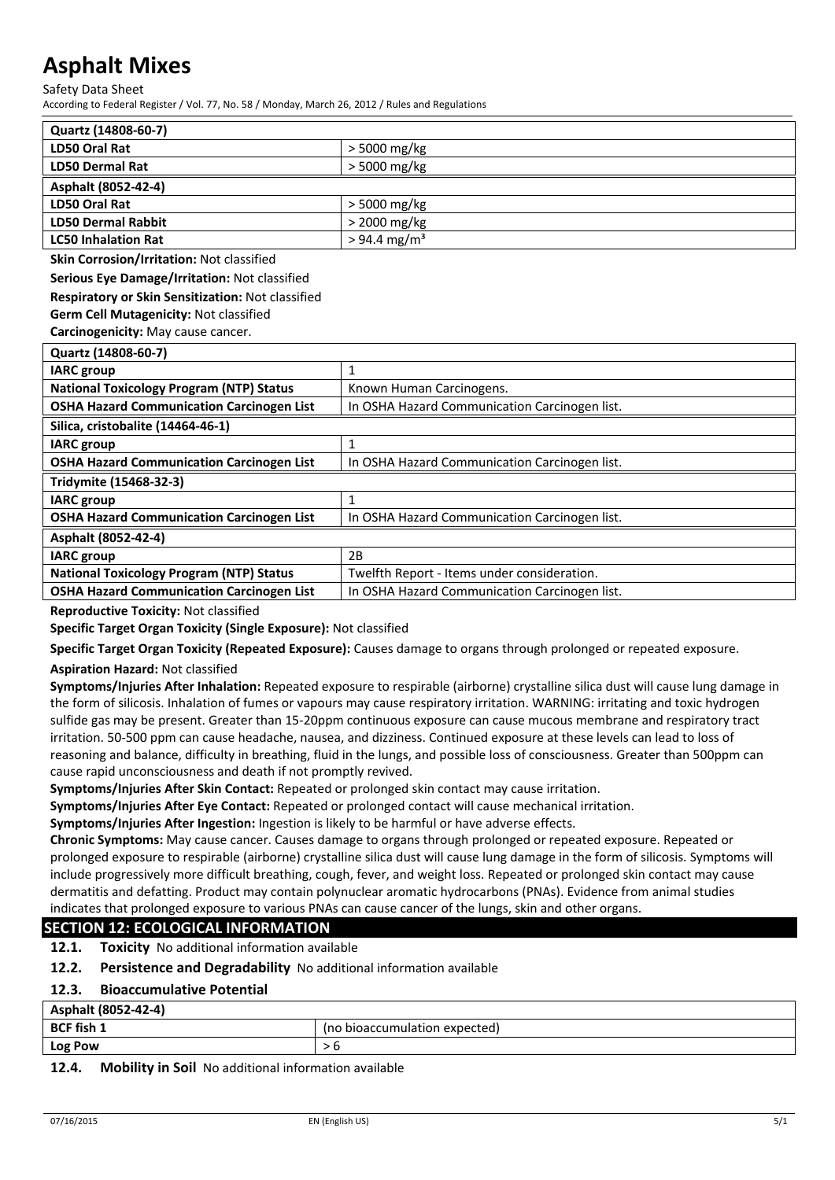| Quartz (14808-60-7) | |
|---|---|
| **LD50 Oral Rat** | > 5000 mg/kg |
| **LD50 Dermal Rat** | > 5000 mg/kg |
| **Asphalt (8052-42-4)** | |
| **LD50 Oral Rat** | > 5000 mg/kg |
| **LD50 Dermal Rabbit** | > 2000 mg/kg |
| **LC50 Inhalation Rat** | > 94.4 mg/m³ |

**Skin Corrosion/Irritation:** Not classified

**Serious Eye Damage/Irritation:** Not classified

**Respiratory or Skin Sensitization:** Not classified

**Germ Cell Mutagenicity:** Not classified

**Carcinogenicity:** May cause cancer.

| Quartz (14808-60-7) | |
|---|---|
| **IARC group** | 1 |
| **National Toxicology Program (NTP) Status** | Known Human Carcinogens. |
| **OSHA Hazard Communication Carcinogen List** | In OSHA Hazard Communication Carcinogen list. |
| **Silica, cristobalite (14464-46-1)** | |
| **IARC group** | 1 |
| **OSHA Hazard Communication Carcinogen List** | In OSHA Hazard Communication Carcinogen list. |
| **Tridymite (15468-32-3)** | |
| **IARC group** | 1 |
| **OSHA Hazard Communication Carcinogen List** | In OSHA Hazard Communication Carcinogen list. |
| **Asphalt (8052-42-4)** | |
| **IARC group** | 2B |
| **National Toxicology Program (NTP) Status** | Twelfth Report - Items under consideration. |
| **OSHA Hazard Communication Carcinogen List** | In OSHA Hazard Communication Carcinogen list. |

**Reproductive Toxicity:** Not classified

**Specific Target Organ Toxicity (Single Exposure):** Not classified

**Specific Target Organ Toxicity (Repeated Exposure):** Causes damage to organs through prolonged or repeated exposure.

**Aspiration Hazard:** Not classified

**Symptoms/Injuries After Inhalation:** Repeated exposure to respirable (airborne) crystalline silica dust will cause lung damage in the form of silicosis. Inhalation of fumes or vapours may cause respiratory irritation. WARNING: irritating and toxic hydrogen sulfide gas may be present. Greater than 15-20ppm continuous exposure can cause mucous membrane and respiratory tract irritation. 50-500 ppm can cause headache, nausea, and dizziness. Continued exposure at these levels can lead to loss of reasoning and balance, difficulty in breathing, fluid in the lungs, and possible loss of consciousness. Greater than 500ppm can cause rapid unconsciousness and death if not promptly revived.

**Symptoms/Injuries After Skin Contact:** Repeated or prolonged skin contact may cause irritation.

**Symptoms/Injuries After Eye Contact:** Repeated or prolonged contact will cause mechanical irritation.

**Symptoms/Injuries After Ingestion:** Ingestion is likely to be harmful or have adverse effects.

**Chronic Symptoms:** May cause cancer. Causes damage to organs through prolonged or repeated exposure. Repeated or prolonged exposure to respirable (airborne) crystalline silica dust will cause lung damage in the form of silicosis. Symptoms will include progressively more difficult breathing, cough, fever, and weight loss. Repeated or prolonged skin contact may cause dermatitis and defatting. Product may contain polynuclear aromatic hydrocarbons (PNAs). Evidence from animal studies indicates that prolonged exposure to various PNAs can cause cancer of the lungs, skin and other organs.

## SECTION 12: ECOLOGICAL INFORMATION

**12.1. Toxicity** No additional information available

**12.2. Persistence and Degradability** No additional information available

**12.3. Bioaccumulative Potential**

| Asphalt (8052-42-4) | |
|---|---|
| **BCF fish 1** | (no bioaccumulation expected) |
| **Log Pow** | > 6 |

**12.4. Mobility in Soil** No additional information available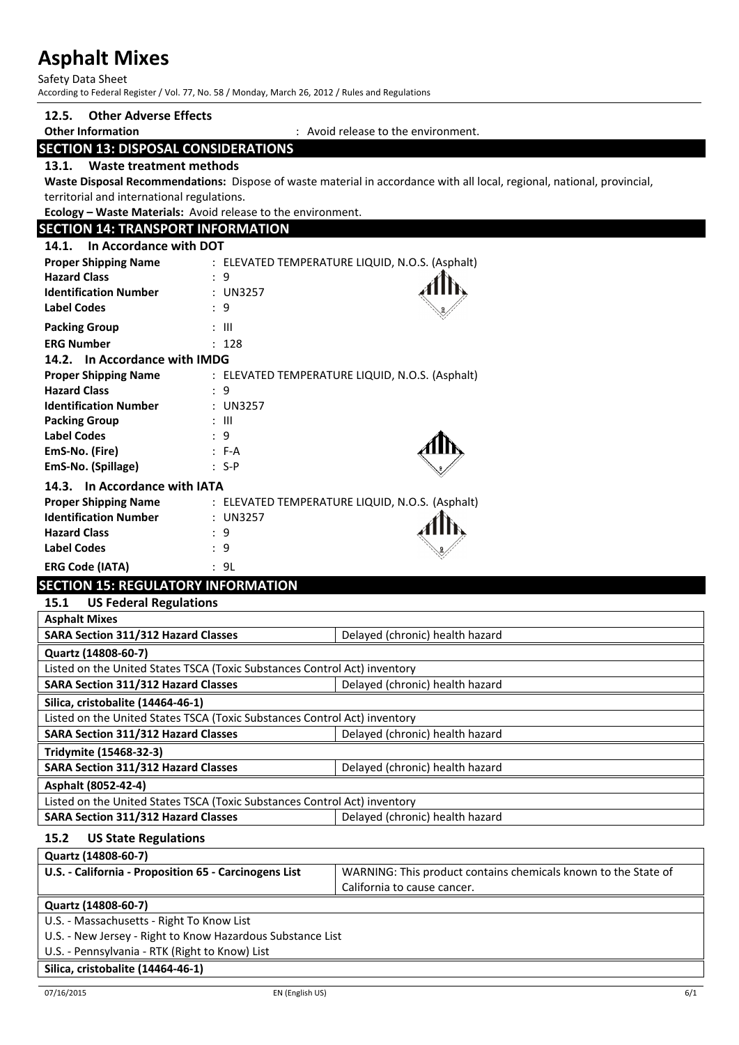### 12.5. Other Adverse Effects

**Other Information** : Avoid release to the environment.

## SECTION 13: DISPOSAL CONSIDERATIONS

### 13.1. Waste treatment methods

**Waste Disposal Recommendations:** Dispose of waste material in accordance with all local, regional, national, provincial, territorial and international regulations.

**Ecology – Waste Materials:** Avoid release to the environment.

## SECTION 14: TRANSPORT INFORMATION

### 14.1. In Accordance with DOT

**Proper Shipping Name** : ELEVATED TEMPERATURE LIQUID, N.O.S. (Asphalt)
**Hazard Class** : 9
**Identification Number** : UN3257
**Label Codes** : 9
**Packing Group** : III
**ERG Number** : 128

### 14.2. In Accordance with IMDG

**Proper Shipping Name** : ELEVATED TEMPERATURE LIQUID, N.O.S. (Asphalt)
**Hazard Class** : 9
**Identification Number** : UN3257
**Packing Group** : III
**Label Codes** : 9
**EmS-No. (Fire)** : F-A
**EmS-No. (Spillage)** : S-P

### 14.3. In Accordance with IATA

**Proper Shipping Name** : ELEVATED TEMPERATURE LIQUID, N.O.S. (Asphalt)
**Identification Number** : UN3257
**Hazard Class** : 9
**Label Codes** : 9
**ERG Code (IATA)** : 9L

## SECTION 15: REGULATORY INFORMATION

### 15.1 US Federal Regulations

| **Asphalt Mixes** | |
|---|---|
| **SARA Section 311/312 Hazard Classes** | Delayed (chronic) health hazard |
| **Quartz (14808-60-7)** | |
| Listed on the United States TSCA (Toxic Substances Control Act) inventory | |
| **SARA Section 311/312 Hazard Classes** | Delayed (chronic) health hazard |
| **Silica, cristobalite (14464-46-1)** | |
| Listed on the United States TSCA (Toxic Substances Control Act) inventory | |
| **SARA Section 311/312 Hazard Classes** | Delayed (chronic) health hazard |
| **Tridymite (15468-32-3)** | |
| **SARA Section 311/312 Hazard Classes** | Delayed (chronic) health hazard |
| **Asphalt (8052-42-4)** | |
| Listed on the United States TSCA (Toxic Substances Control Act) inventory | |
| **SARA Section 311/312 Hazard Classes** | Delayed (chronic) health hazard |

### 15.2 US State Regulations

| **Quartz (14808-60-7)** | |
|---|---|
| **U.S. - California - Proposition 65 - Carcinogens List** | WARNING: This product contains chemicals known to the State of California to cause cancer. |

| **Quartz (14808-60-7)** |
|---|
| U.S. - Massachusetts - Right To Know List |
| U.S. - New Jersey - Right to Know Hazardous Substance List |
| U.S. - Pennsylvania - RTK (Right to Know) List |
| **Silica, cristobalite (14464-46-1)** |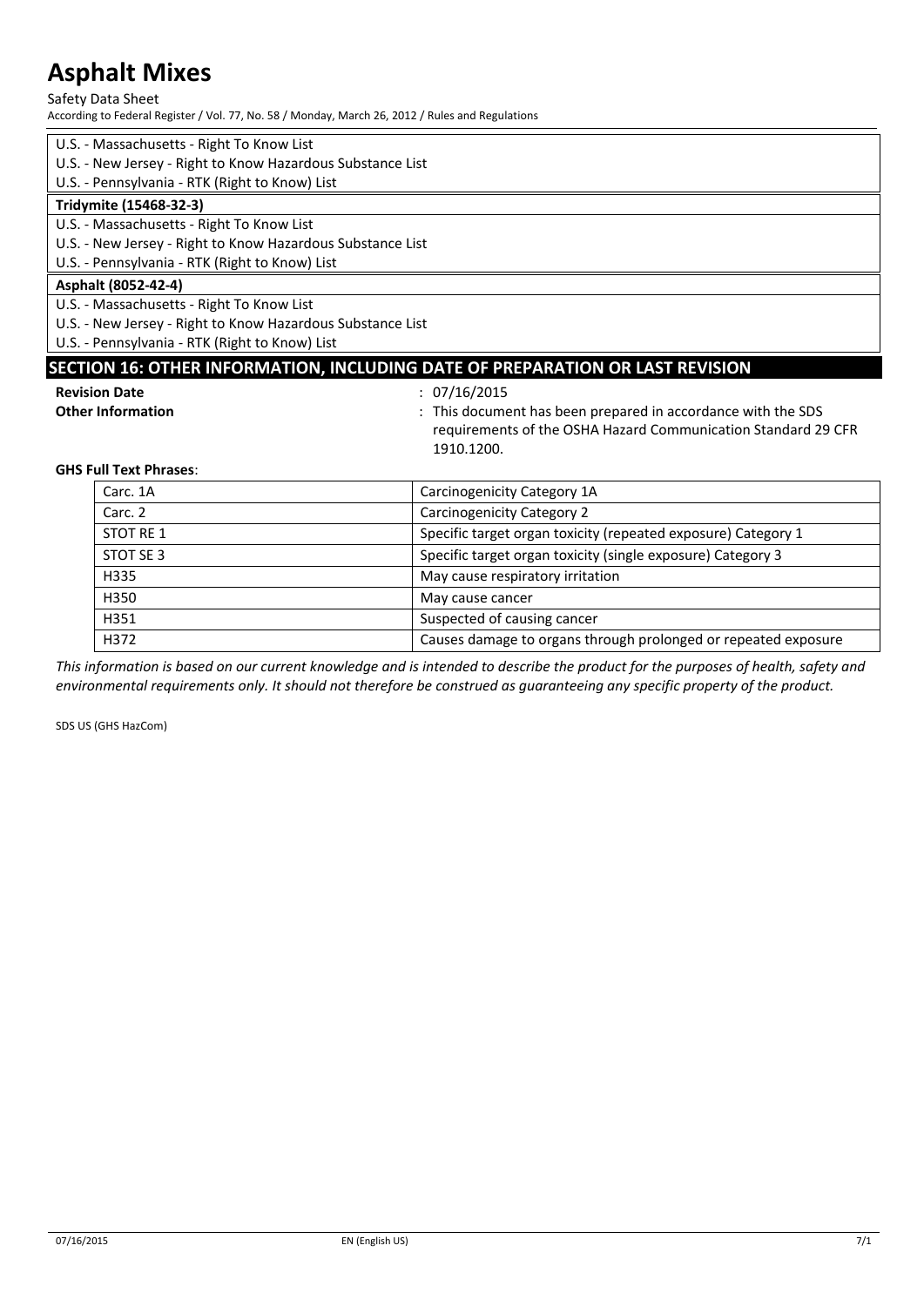| |
|---|
| U.S. - Massachusetts - Right To Know List |
| U.S. - New Jersey - Right to Know Hazardous Substance List |
| U.S. - Pennsylvania - RTK (Right to Know) List |
| **Tridymite (15468-32-3)** |
| U.S. - Massachusetts - Right To Know List |
| U.S. - New Jersey - Right to Know Hazardous Substance List |
| U.S. - Pennsylvania - RTK (Right to Know) List |
| **Asphalt (8052-42-4)** |
| U.S. - Massachusetts - Right To Know List |
| U.S. - New Jersey - Right to Know Hazardous Substance List |
| U.S. - Pennsylvania - RTK (Right to Know) List |

## SECTION 16: OTHER INFORMATION, INCLUDING DATE OF PREPARATION OR LAST REVISION

**Revision Date** : 07/16/2015

**Other Information** : This document has been prepared in accordance with the SDS requirements of the OSHA Hazard Communication Standard 29 CFR 1910.1200.

**GHS Full Text Phrases**:

| | |
|---|---|
| Carc. 1A | Carcinogenicity Category 1A |
| Carc. 2 | Carcinogenicity Category 2 |
| STOT RE 1 | Specific target organ toxicity (repeated exposure) Category 1 |
| STOT SE 3 | Specific target organ toxicity (single exposure) Category 3 |
| H335 | May cause respiratory irritation |
| H350 | May cause cancer |
| H351 | Suspected of causing cancer |
| H372 | Causes damage to organs through prolonged or repeated exposure |

*This information is based on our current knowledge and is intended to describe the product for the purposes of health, safety and environmental requirements only. It should not therefore be construed as guaranteeing any specific property of the product.*

SDS US (GHS HazCom)